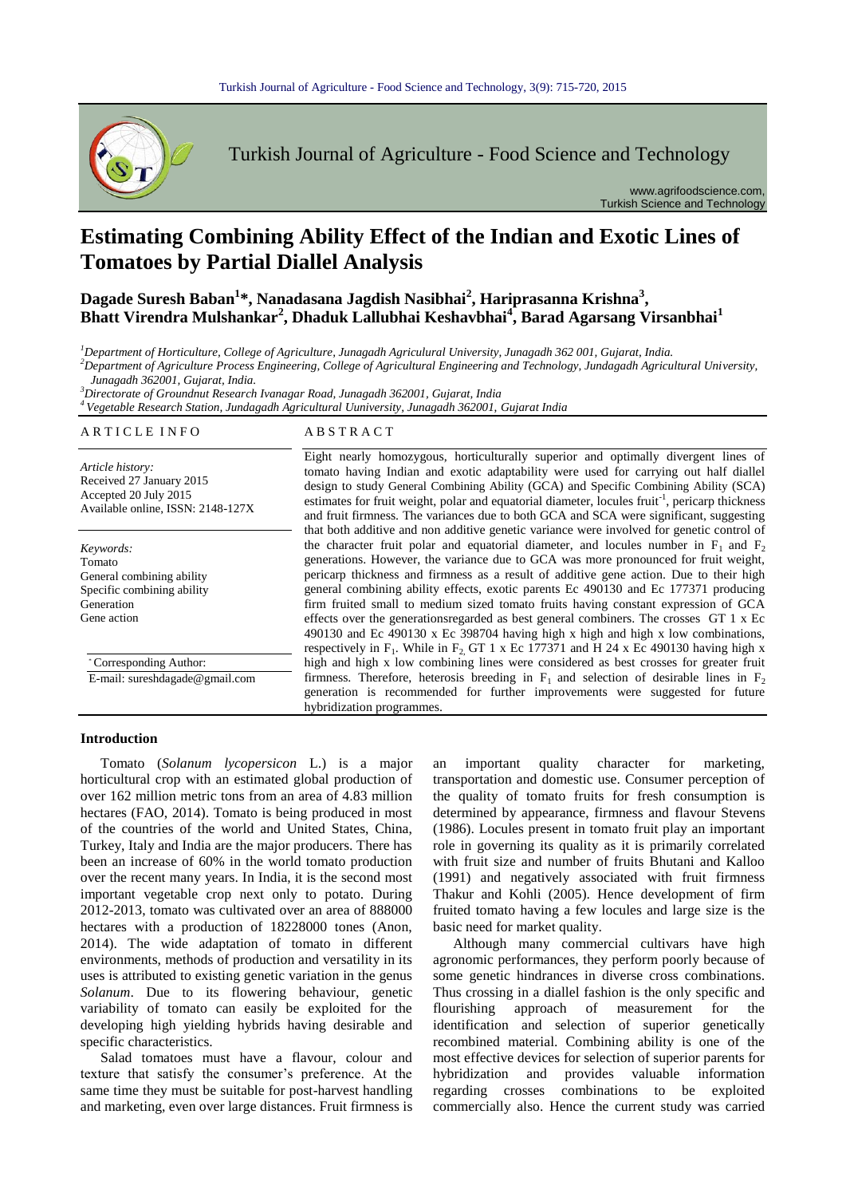# Estimating Combining Ability Effect of the Indian and Exotic Lines of Tomatoes by Partial Diallel Analysis

**Dagade Suresh Baban[1]*, Nanadasana Jagdish Nasibhai[2], Hariprasanna Krishna[3], Bhatt Virendra Mulshankar[2], Dhaduk Lallubhai Keshavbhai[4], Barad Agarsang Virsanbhai[1]**

[1]*Department of Horticulture, College of Agriculture, Junagadh Agricultural University, Junagadh 362 001, Gujarat, India.*
[2]*Department of Agriculture Process Engineering, College of Agricultural Engineering and Technology, Jundagadh Agricultural University, Junagadh 362001, Gujarat, India.*
[3]*Directorate of Groundnut Research Ivanagar Road, Junagadh 362001, Gujarat, India*
[4]*Vegetable Research Station, Jundagadh Agricultural Uuniversity, Junagadh 362001, Gujarat India*

## ARTICLE INFO

*Article history:*
Received 27 January 2015
Accepted 20 July 2015
Available online, ISSN: 2148-127X

*Keywords:*
Tomato
General combining ability
Specific combining ability
Generation
Gene action

*Corresponding Author:
E-mail: sureshdagade@gmail.com

## ABSTRACT

Eight nearly homozygous, horticulturally superior and optimally divergent lines of tomato having Indian and exotic adaptability were used for carrying out half diallel design to study General Combining Ability (GCA) and Specific Combining Ability (SCA) estimates for fruit weight, polar and equatorial diameter, locules fruit$^{-1}$, pericarp thickness and fruit firmness. The variances due to both GCA and SCA were significant, suggesting that both additive and non additive genetic variance were involved for genetic control of the character fruit polar and equatorial diameter, and locules number in $F_1$ and $F_2$ generations. However, the variance due to GCA was more pronounced for fruit weight, pericarp thickness and firmness as a result of additive gene action. Due to their high general combining ability effects, exotic parents Ec 490130 and Ec 177371 producing firm fruited small to medium sized tomato fruits having constant expression of GCA effects over the generationsregarded as best general combiners. The crosses GT 1 x Ec 490130 and Ec 490130 x Ec 398704 having high x high and high x low combinations, respectively in $F_1$. While in $F_2$ GT 1 x Ec 177371 and H 24 x Ec 490130 having high x high and high x low combining lines were considered as best crosses for greater fruit firmness. Therefore, heterosis breeding in $F_1$ and selection of desirable lines in $F_2$ generation is recommended for further improvements were suggested for future hybridization programmes.

## Introduction

Tomato (*Solanum lycopersicon* L.) is a major horticultural crop with an estimated global production of over 162 million metric tons from an area of 4.83 million hectares (FAO, 2014). Tomato is being produced in most of the countries of the world and United States, China, Turkey, Italy and India are the major producers. There has been an increase of 60% in the world tomato production over the recent many years. In India, it is the second most important vegetable crop next only to potato. During 2012-2013, tomato was cultivated over an area of 888000 hectares with a production of 18228000 tones (Anon, 2014). The wide adaptation of tomato in different environments, methods of production and versatility in its uses is attributed to existing genetic variation in the genus *Solanum*. Due to its flowering behaviour, genetic variability of tomato can easily be exploited for the developing high yielding hybrids having desirable and specific characteristics.

Salad tomatoes must have a flavour, colour and texture that satisfy the consumer's preference. At the same time they must be suitable for post-harvest handling and marketing, even over large distances. Fruit firmness is an important quality character for marketing, transportation and domestic use. Consumer perception of the quality of tomato fruits for fresh consumption is determined by appearance, firmness and flavour Stevens (1986). Locules present in tomato fruit play an important role in governing its quality as it is primarily correlated with fruit size and number of fruits Bhutani and Kalloo (1991) and negatively associated with fruit firmness Thakur and Kohli (2005). Hence development of firm fruited tomato having a few locules and large size is the basic need for market quality.

Although many commercial cultivars have high agronomic performances, they perform poorly because of some genetic hindrances in diverse cross combinations. Thus crossing in a diallel fashion is the only specific and flourishing approach of measurement for the identification and selection of superior genetically recombined material. Combining ability is one of the most effective devices for selection of superior parents for hybridization and provides valuable information regarding crosses combinations to be exploited commercially also. Hence the current study was carried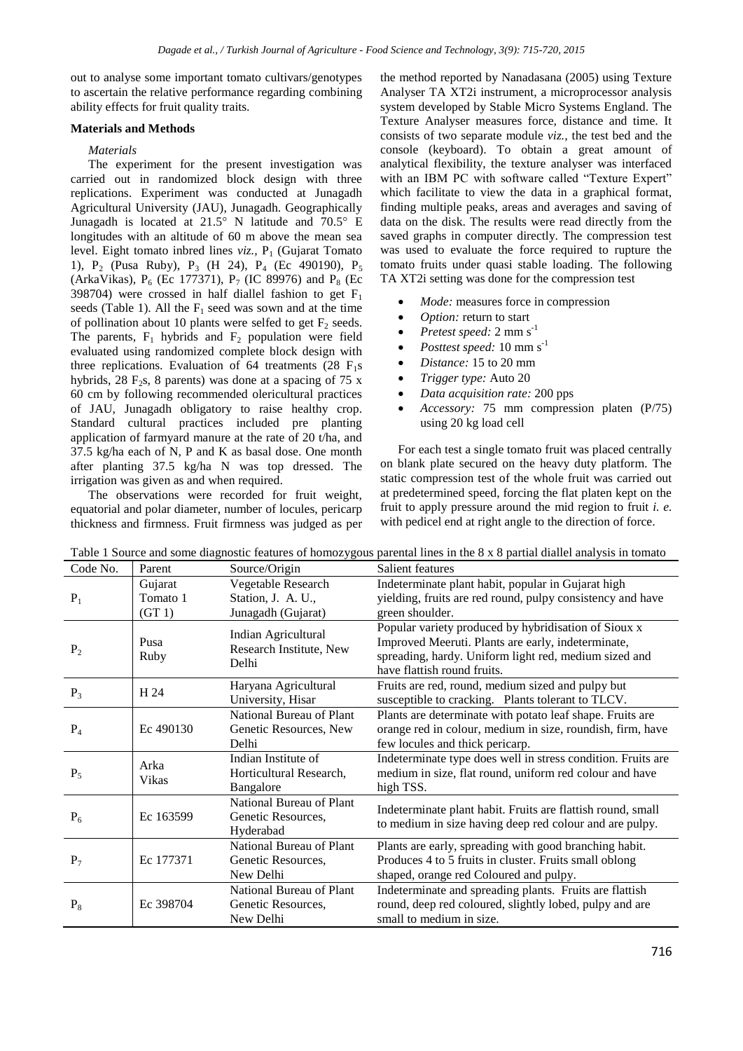out to analyse some important tomato cultivars/genotypes to ascertain the relative performance regarding combining ability effects for fruit quality traits.

## Materials and Methods

### *Materials*

The experiment for the present investigation was carried out in randomized block design with three replications. Experiment was conducted at Junagadh Agricultural University (JAU), Junagadh. Geographically Junagadh is located at 21.5° N latitude and 70.5° E longitudes with an altitude of 60 m above the mean sea level. Eight tomato inbred lines *viz.*, $P_1$ (Gujarat Tomato 1), $P_2$ (Pusa Ruby), $P_3$ (H 24), $P_4$ (Ec 490190), $P_5$ (ArkaVikas), $P_6$ (Ec 177371), $P_7$ (IC 89976) and $P_8$ (Ec 398704) were crossed in half diallel fashion to get $F_1$ seeds (Table 1). All the $F_1$ seed was sown and at the time of pollination about 10 plants were selfed to get $F_2$ seeds. The parents, $F_1$ hybrids and $F_2$ population were field evaluated using randomized complete block design with three replications. Evaluation of 64 treatments (28 $F_1$s hybrids, 28 $F_2$s, 8 parents) was done at a spacing of 75 x 60 cm by following recommended olericultural practices of JAU, Junagadh obligatory to raise healthy crop. Standard cultural practices included pre planting application of farmyard manure at the rate of 20 t/ha, and 37.5 kg/ha each of N, P and K as basal dose. One month after planting 37.5 kg/ha N was top dressed. The irrigation was given as and when required.

The observations were recorded for fruit weight, equatorial and polar diameter, number of locules, pericarp thickness and firmness. Fruit firmness was judged as per the method reported by Nanadasana (2005) using Texture Analyser TA XT2i instrument, a microprocessor analysis system developed by Stable Micro Systems England. The Texture Analyser measures force, distance and time. It consists of two separate module *viz.*, the test bed and the console (keyboard). To obtain a great amount of analytical flexibility, the texture analyser was interfaced with an IBM PC with software called "Texture Expert" which facilitate to view the data in a graphical format, finding multiple peaks, areas and averages and saving of data on the disk. The results were read directly from the saved graphs in computer directly. The compression test was used to evaluate the force required to rupture the tomato fruits under quasi stable loading. The following TA XT2i setting was done for the compression test

- *Mode:* measures force in compression
- *Option:* return to start
- *Pretest speed:* 2 mm $s^{-1}$
- *Posttest speed:* 10 mm $s^{-1}$
- *Distance:* 15 to 20 mm
- *Trigger type:* Auto 20
- *Data acquisition rate:* 200 pps
- *Accessory:* 75 mm compression platen (P/75) using 20 kg load cell

For each test a single tomato fruit was placed centrally on blank plate secured on the heavy duty platform. The static compression test of the whole fruit was carried out at predetermined speed, forcing the flat platen kept on the fruit to apply pressure around the mid region to fruit *i. e.* with pedicel end at right angle to the direction of force.

Table 1 Source and some diagnostic features of homozygous parental lines in the 8 x 8 partial diallel analysis in tomato

| Code No. | Parent | Source/Origin | Salient features |
|---|---|---|---|
| $P_1$ | Gujarat Tomato 1 (GT 1) | Vegetable Research Station, J. A. U., Junagadh (Gujarat) | Indeterminate plant habit, popular in Gujarat high yielding, fruits are red round, pulpy consistency and have green shoulder. |
| $P_2$ | Pusa Ruby | Indian Agricultural Research Institute, New Delhi | Popular variety produced by hybridisation of Sioux x Improved Meeruti. Plants are early, indeterminate, spreading, hardy. Uniform light red, medium sized and have flattish round fruits. |
| $P_3$ | H 24 | Haryana Agricultural University, Hisar | Fruits are red, round, medium sized and pulpy but susceptible to cracking. Plants tolerant to TLCV. |
| $P_4$ | Ec 490130 | National Bureau of Plant Genetic Resources, New Delhi | Plants are determinate with potato leaf shape. Fruits are orange red in colour, medium in size, roundish, firm, have few locules and thick pericarp. |
| $P_5$ | Arka Vikas | Indian Institute of Horticultural Research, Bangalore | Indeterminate type does well in stress condition. Fruits are medium in size, flat round, uniform red colour and have high TSS. |
| $P_6$ | Ec 163599 | National Bureau of Plant Genetic Resources, Hyderabad | Indeterminate plant habit. Fruits are flattish round, small to medium in size having deep red colour and are pulpy. |
| $P_7$ | Ec 177371 | National Bureau of Plant Genetic Resources, New Delhi | Plants are early, spreading with good branching habit. Produces 4 to 5 fruits in cluster. Fruits small oblong shaped, orange red Coloured and pulpy. |
| $P_8$ | Ec 398704 | National Bureau of Plant Genetic Resources, New Delhi | Indeterminate and spreading plants. Fruits are flattish round, deep red coloured, slightly lobed, pulpy and are small to medium in size. |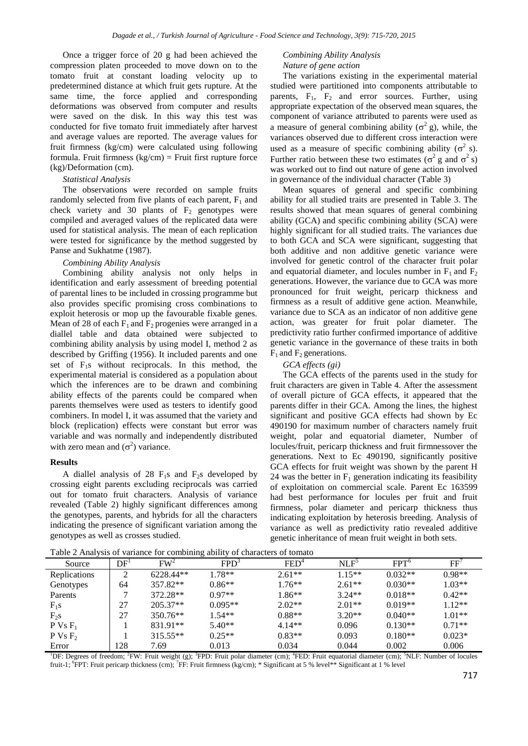Once a trigger force of 20 g had been achieved the compression platen proceeded to move down on to the tomato fruit at constant loading velocity up to predetermined distance at which fruit gets rupture. At the same time, the force applied and corresponding deformations was observed from computer and results were saved on the disk. In this way this test was conducted for five tomato fruit immediately after harvest and average values are reported. The average values for fruit firmness (kg/cm) were calculated using following formula. Fruit firmness (kg/cm) = Fruit first rupture force (kg)/Deformation (cm).

*Statistical Analysis*

The observations were recorded on sample fruits randomly selected from five plants of each parent, $F_1$ and check variety and 30 plants of $F_2$ genotypes were compiled and averaged values of the replicated data were used for statistical analysis. The mean of each replication were tested for significance by the method suggested by Panse and Sukhatme (1987).

*Combining Ability Analysis*

Combining ability analysis not only helps in identification and early assessment of breeding potential of parental lines to be included in crossing programme but also provides specific promising cross combinations to exploit heterosis or mop up the favourable fixable genes. Mean of 28 of each $F_1$ and $F_2$ progenies were arranged in a diallel table and data obtained were subjected to combining ability analysis by using model I, method 2 as described by Griffing (1956). It included parents and one set of $F_1$s without reciprocals. In this method, the experimental material is considered as a population about which the inferences are to be drawn and combining ability effects of the parents could be compared when parents themselves were used as testers to identify good combiners. In model I, it was assumed that the variety and block (replication) effects were constant but error was variable and was normally and independently distributed with zero mean and ($\sigma^2$) variance.

## Results

A diallel analysis of 28 $F_1$s and $F_2$s developed by crossing eight parents excluding reciprocals was carried out for tomato fruit characters. Analysis of variance revealed (Table 2) highly significant differences among the genotypes, parents, and hybrids for all the characters indicating the presence of significant variation among the genotypes as well as crosses studied.

*Combining Ability Analysis*

*Nature of gene action*

The variations existing in the experimental material studied were partitioned into components attributable to parents, $F_1$, $F_2$ and error sources. Further, using appropriate expectation of the observed mean squares, the component of variance attributed to parents were used as a measure of general combining ability ($\sigma^2$ g), while, the variances observed due to different cross interaction were used as a measure of specific combining ability ($\sigma^2$ s). Further ratio between these two estimates ($\sigma^2$ g and $\sigma^2$ s) was worked out to find out nature of gene action involved in governance of the individual character (Table 3)

Mean squares of general and specific combining ability for all studied traits are presented in Table 3. The results showed that mean squares of general combining ability (GCA) and specific combining ability (SCA) were highly significant for all studied traits. The variances due to both GCA and SCA were significant, suggesting that both additive and non additive genetic variance were involved for genetic control of the character fruit polar and equatorial diameter, and locules number in $F_1$ and $F_2$ generations. However, the variance due to GCA was more pronounced for fruit weight, pericarp thickness and firmness as a result of additive gene action. Meanwhile, variance due to SCA as an indicator of non additive gene action, was greater for fruit polar diameter. The predictivity ratio further confirmed importance of additive genetic variance in the governance of these traits in both $F_1$ and $F_2$ generations.

*GCA effects (gi)*

The GCA effects of the parents used in the study for fruit characters are given in Table 4. After the assessment of overall picture of GCA effects, it appeared that the parents differ in their GCA. Among the lines, the highest significant and positive GCA effects had shown by Ec 490190 for maximum number of characters namely fruit weight, polar and equatorial diameter, Number of locules/fruit, pericarp thickness and fruit firmnessover the generations. Next to Ec 490190, significantly positive GCA effects for fruit weight was shown by the parent H 24 was the better in $F_1$ generation indicating its feasibility of exploitation on commercial scale. Parent Ec 163599 had best performance for locules per fruit and fruit firmness, polar diameter and pericarp thickness thus indicating exploitation by heterosis breeding. Analysis of variance as well as predictivity ratio revealed additive genetic inheritance of mean fruit weight in both sets.

Table 2 Analysis of variance for combining ability of characters of tomato

| Source | DF[1] | FW[2] | FPD[3] | FED[4] | NLF[5] | FPT[6] | FF[7] |
|---|---|---|---|---|---|---|---|
| Replications | 2 | 6228.44** | 1.78** | 2.61** | 1.15** | 0.032** | 0.98** |
| Genotypes | 64 | 357.82** | 0.86** | 1.76** | 2.61** | 0.030** | 1.03** |
| Parents | 7 | 372.28** | 0.97** | 1.86** | 3.24** | 0.018** | 0.42** |
| $F_1$s | 27 | 205.37** | 0.095** | 2.02** | 2.01** | 0.019** | 1.12** |
| $F_2$s | 27 | 350.76** | 1.54** | 0.88** | 3.20** | 0.040** | 1.01** |
| P Vs $F_1$ | 1 | 831.91** | 5.40** | 4.14** | 0.096 | 0.130** | 0.71** |
| P Vs $F_2$ | 1 | 315.55** | 0.25** | 0.83** | 0.093 | 0.180** | 0.023* |
| Error | 128 | 7.69 | 0.013 | 0.034 | 0.044 | 0.002 | 0.006 |

[1]DF: Degrees of freedom; [2]FW: Fruit weight (g); [3]FPD: Fruit polar diameter (cm); [4]FED: Fruit equatorial diameter (cm); [5]NLF: Number of locules fruit-1; [6]FPT: Fruit pericarp thickness (cm); [7]FF: Fruit firmness (kg/cm); * Significant at 5 % level** Significant at 1 % level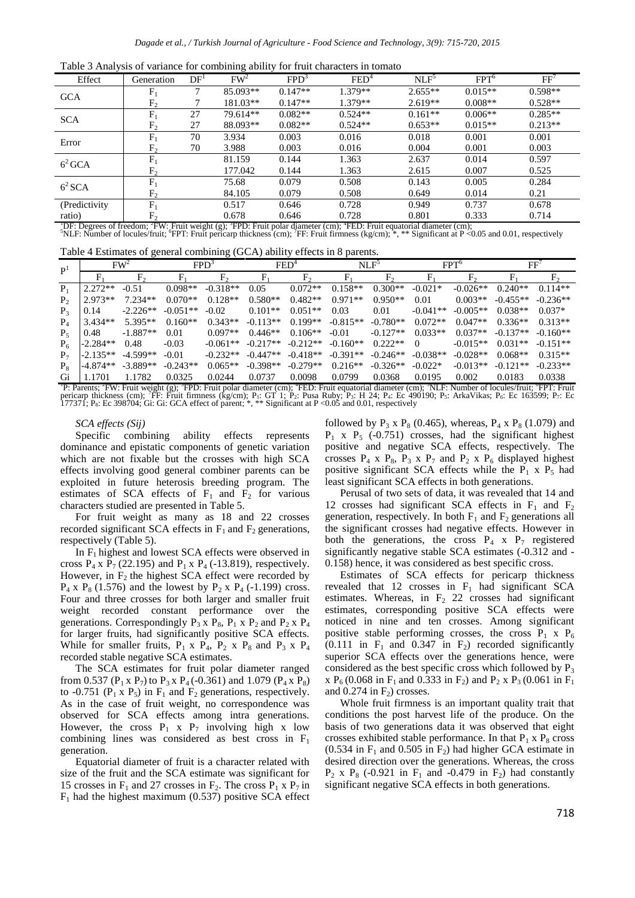Table 3 Analysis of variance for combining ability for fruit characters in tomato

| Effect | Generation | DF[1] | FW[2] | FPD[3] | FED[4] | NLF[5] | FPT[6] | FF[7] |
|---|---|---|---|---|---|---|---|---|
| GCA | $F_1$ | 7 | 85.093** | 0.147** | 1.379** | 2.655** | 0.015** | 0.598** |
| | $F_2$ | 7 | 181.03** | 0.147** | 1.379** | 2.619** | 0.008** | 0.528** |
| SCA | $F_1$ | 27 | 79.614** | 0.082** | 0.524** | 0.161** | 0.006** | 0.285** |
| | $F_2$ | 27 | 88.093** | 0.082** | 0.524** | 0.653** | 0.015** | 0.213** |
| Error | $F_1$ | 70 | 3.934 | 0.003 | 0.016 | 0.018 | 0.001 | 0.001 |
| | $F_2$ | 70 | 3.988 | 0.003 | 0.016 | 0.004 | 0.001 | 0.003 |
| $6^2$ GCA | $F_1$ | | 81.159 | 0.144 | 1.363 | 2.637 | 0.014 | 0.597 |
| | $F_2$ | | 177.042 | 0.144 | 1.363 | 2.615 | 0.007 | 0.525 |
| $6^2$ SCA | $F_1$ | | 75.68 | 0.079 | 0.508 | 0.143 | 0.005 | 0.284 |
| | $F_2$ | | 84.105 | 0.079 | 0.508 | 0.649 | 0.014 | 0.21 |
| (Predictivity ratio) | $F_1$ | | 0.517 | 0.646 | 0.728 | 0.949 | 0.737 | 0.678 |
| | $F_2$ | | 0.678 | 0.646 | 0.728 | 0.801 | 0.333 | 0.714 |

[1]DF: Degrees of freedom; [2]FW: Fruit weight (g); [3]FPD: Fruit polar diameter (cm); [4]FED: Fruit equatorial diameter (cm); [5]NLF: Number of locules/fruit; [6]FPT: Fruit pericarp thickness (cm); [7]FF: Fruit firmness (kg/cm); *, ** Significant at P <0.05 and 0.01, respectively

Table 4 Estimates of general combining (GCA) ability effects in 8 parents.

| P[1] | FW[2] | | FPD[3] | | FED[4] | | NLF[5] | | FPT[6] | | FF[7] | |
|---|---|---|---|---|---|---|---|---|---|---|---|---|
| | $F_1$ | $F_2$ | $F_1$ | $F_2$ | $F_1$ | $F_2$ | $F_1$ | $F_2$ | $F_1$ | $F_2$ | $F_1$ | $F_2$ |
| $P_1$ | 2.272** | -0.51 | 0.098** | -0.318** | 0.05 | 0.072** | 0.158** | 0.300** | -0.021* | -0.026** | 0.240** | 0.114** |
| $P_2$ | 2.973** | 7.234** | 0.070** | 0.128** | 0.580** | 0.482** | 0.971** | 0.950** | 0.01 | 0.003** | -0.455** | -0.236** |
| $P_3$ | 0.14 | -2.226** | -0.051** | -0.02 | 0.101** | 0.051** | 0.03 | 0.01 | -0.041** | -0.005** | 0.038** | 0.037* |
| $P_4$ | 3.434** | 5.395** | 0.160** | 0.343** | -0.113** | 0.199** | -0.815** | -0.780** | 0.072** | 0.047** | 0.336** | 0.313** |
| $P_5$ | 0.48 | -1.887** | 0.01 | 0.097** | 0.446** | 0.106** | -0.01 | -0.127** | 0.033** | 0.037** | -0.137** | -0.160** |
| $P_6$ | -2.284** | 0.48 | -0.03 | -0.061** | -0.217** | -0.212** | -0.160** | 0.222** | 0 | -0.015** | 0.031** | -0.151** |
| $P_7$ | -2.135** | -4.599** | -0.01 | -0.232** | -0.447** | -0.418** | -0.391** | -0.246** | -0.038** | -0.028** | 0.068** | 0.315** |
| $P_8$ | -4.874** | -3.889** | -0.243** | 0.065** | -0.398** | -0.279** | 0.216** | -0.326** | -0.022* | -0.013** | -0.121** | -0.233** |
| Gi | 1.1701 | 1.1782 | 0.0325 | 0.0244 | 0.0737 | 0.0098 | 0.0799 | 0.0368 | 0.0195 | 0.002 | 0.0183 | 0.0338 |

[1]P: Parents; [2]FW: Fruit weight (g); [3]FPD: Fruit polar diameter (cm); [4]FED: Fruit equatorial diameter (cm); [5]NLF: Number of locules/fruit; [6]FPT: Fruit pericarp thickness (cm); [7]FF: Fruit firmness (kg/cm); $P_1$: GT 1; $P_2$: Pusa Ruby; $P_3$: H 24; $P_4$: Ec 490190; $P_5$: ArkaVikas; $P_6$: Ec 163599; $P_7$: Ec 177371; $P_8$: Ec 398704; Gi: Gi: GCA effect of parent; *, ** Significant at P <0.05 and 0.01, respectively

### *SCA effects (Sij)*

Specific combining ability effects represents dominance and epistatic components of genetic variation which are not fixable but the crosses with high SCA effects involving good general combiner parents can be exploited in future heterosis breeding program. The estimates of SCA effects of $F_1$ and $F_2$ for various characters studied are presented in Table 5.

For fruit weight as many as 18 and 22 crosses recorded significant SCA effects in $F_1$ and $F_2$ generations, respectively (Table 5).

In $F_1$ highest and lowest SCA effects were observed in cross $P_4$ x $P_7$ (22.195) and $P_1$ x $P_4$ (-13.819), respectively. However, in $F_2$ the highest SCA effect were recorded by $P_4$ x $P_8$ (1.576) and the lowest by $P_2$ x $P_4$ (-1.199) cross. Four and three crosses for both larger and smaller fruit weight recorded constant performance over the generations. Correspondingly $P_3$ x $P_8$, $P_1$ x $P_2$ and $P_2$ x $P_4$ for larger fruits, had significantly positive SCA effects. While for smaller fruits, $P_1$ x $P_4$, $P_2$ x $P_8$ and $P_3$ x $P_4$ recorded stable negative SCA estimates.

The SCA estimates for fruit polar diameter ranged from 0.537 ($P_1$ x $P_7$) to $P_3$ x $P_4$ (-0.361) and 1.079 ($P_4$ x $P_8$) to -0.751 ($P_1$ x $P_5$) in $F_1$ and $F_2$ generations, respectively. As in the case of fruit weight, no correspondence was observed for SCA effects among intra generations. However, the cross $P_1$ x $P_7$ involving high x low combining lines was considered as best cross in $F_1$ generation.

Equatorial diameter of fruit is a character related with size of the fruit and the SCA estimate was significant for 15 crosses in $F_1$ and 27 crosses in $F_2$. The cross $P_1$ x $P_7$ in $F_1$ had the highest maximum (0.537) positive SCA effect followed by $P_3$ x $P_8$ (0.465), whereas, $P_4$ x $P_8$ (1.079) and $P_1$ x $P_5$ (-0.751) crosses, had the significant highest positive and negative SCA effects, respectively. The crosses $P_4$ x $P_8$, $P_3$ x $P_7$ and $P_2$ x $P_6$ displayed highest positive significant SCA effects while the $P_1$ x $P_5$ had least significant SCA effects in both generations.

Perusal of two sets of data, it was revealed that 14 and 12 crosses had significant SCA effects in $F_1$ and $F_2$ generation, respectively. In both $F_1$ and $F_2$ generations all the significant crosses had negative effects. However in both the generations, the cross $P_4$ x $P_7$ registered significantly negative stable SCA estimates (-0.312 and -0.158) hence, it was considered as best specific cross.

Estimates of SCA effects for pericarp thickness revealed that 12 crosses in $F_1$ had significant SCA estimates. Whereas, in $F_2$ 22 crosses had significant estimates, corresponding positive SCA effects were noticed in nine and ten crosses. Among significant positive stable performing crosses, the cross $P_1$ x $P_6$ (0.111 in $F_1$ and 0.347 in $F_2$) recorded significantly superior SCA effects over the generations hence, were considered as the best specific cross which followed by $P_3$ x $P_6$ (0.068 in $F_1$ and 0.333 in $F_2$) and $P_2$ x $P_3$ (0.061 in $F_1$ and 0.274 in $F_2$) crosses.

Whole fruit firmness is an important quality trait that conditions the post harvest life of the produce. On the basis of two generations data it was observed that eight crosses exhibited stable performance. In that $P_1$ x $P_8$ cross (0.534 in $F_1$ and 0.505 in $F_2$) had higher GCA estimate in desired direction over the generations. Whereas, the cross $P_2$ x $P_8$ (-0.921 in $F_1$ and -0.479 in $F_2$) had constantly significant negative SCA effects in both generations.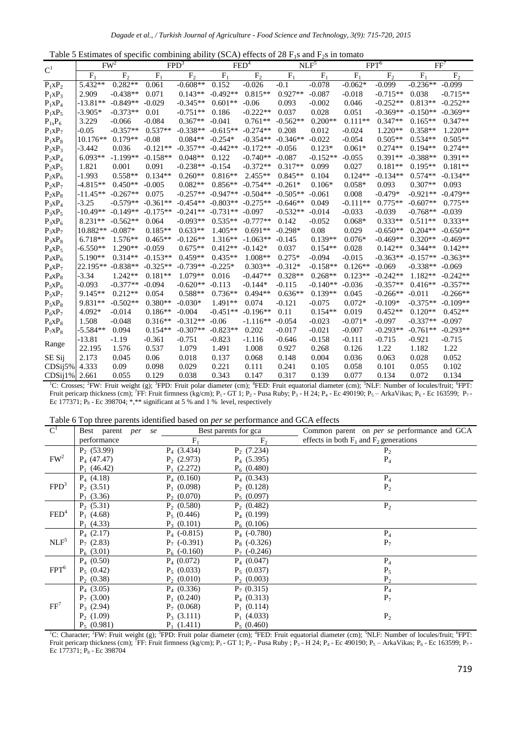Table 5 Estimates of specific combining ability (SCA) effects of 28 $F_1$s and $F_2$s in tomato

| C[1] | FW[2] | | FPD[3] | | FED[4] | | NLF[5] | | FPT[6] | | FF[7] | |
|---|---|---|---|---|---|---|---|---|---|---|---|---|
| | $F_1$ | $F_2$ | $F_1$ | $F_2$ | $F_1$ | $F_2$ | $F_1$ | $F_1$ | $F_1$ | $F_2$ | $F_1$ | $F_2$ |
| $P_1xP_2$ | 5.432** | 0.282** | 0.061 | -0.608** | 0.152 | -0.026 | -0.1 | -0.078 | -0.062* | -0.099 | -0.236** | -0.099 |
| $P_1xP_3$ | 2.909 | -0.438** | 0.071 | 0.143** | -0.492** | 0.815** | 0.927** | -0.087 | -0.018 | -0.715** | 0.038 | -0.715** |
| $P_1xP_4$ | -13.81** | -0.849** | -0.029 | -0.345** | 0.601** | -0.06 | 0.093 | -0.002 | 0.046 | -0.252** | 0.813** | -0.252** |
| $P_1xP_5$ | -3.905* | -0.373** | 0.01 | -0.751** | 0.186 | -0.222** | 0.037 | 0.028 | 0.051 | -0.369** | -0.150** | -0.369** |
| $P_{1x}P_6$ | 3.229 | -0.066 | -0.084 | 0.367** | -0.041 | 0.761** | -0.562** | 0.200** | 0.111** | 0.347** | 0.165** | 0.347** |
| $P_1xP_7$ | -0.05 | -0.357** | 0.537** | -0.338** | -0.615** | -0.274** | 0.208 | 0.012 | -0.024 | 1.220** | 0.358** | 1.220** |
| $P_1xP_8$ | 10.176** | 0.179** | -0.08 | 0.084** | -0.254* | -0.354** | -0.346** | -0.022 | -0.054 | 0.505** | 0.534** | 0.505** |
| $P_2xP_3$ | -3.442 | 0.036 | -0.121** | -0.357** | -0.442** | -0.172** | -0.056 | 0.123* | 0.061* | 0.274** | 0.194** | 0.274** |
| $P_2xP_4$ | 6.093** | -1.199** | -0.158** | 0.048** | 0.122 | -0.740** | -0.087 | -0.152** | -0.055 | 0.391** | -0.388** | 0.391** |
| $P_2xP_5$ | 1.821 | 0.001 | 0.091 | -0.238** | -0.154 | -0.372** | 0.317** | 0.099 | 0.027 | 0.181** | 0.195** | 0.181** |
| $P_2xP_6$ | -1.993 | 0.558** | 0.134** | 0.260** | 0.816** | 2.455** | 0.845** | 0.104 | 0.124** | -0.134** | 0.574** | -0.134** |
| $P_2xP_7$ | -4.815** | 0.450** | -0.005 | 0.082** | 0.856** | -0.754** | -0.261* | 0.106* | 0.058* | 0.093 | 0.307** | 0.093 |
| $P_2xP_8$ | -11.45** | -0.267** | 0.075 | -0.257** | -0.947** | -0.504** | -0.505** | -0.061 | 0.008 | -0.479* | -0.921** | -0.479** |
| $P_3xP_4$ | -3.25 | -0.579** | -0.361** | -0.454** | -0.803** | -0.275** | -0.646** | 0.049 | -0.111** | 0.775** | -0.607** | 0.775** |
| $P_3xP_5$ | -10.49** | -0.149** | -0.175** | -0.241** | -0.731** | -0.097 | -0.532** | -0.014 | -0.033 | -0.039 | -0.768** | -0.039 |
| $P_3xP_6$ | 8.231** | -0.562** | 0.064 | -0.093** | 0.535** | -0.777** | 0.142 | -0.052 | 0.068* | 0.333** | 0.511** | 0.333** |
| $P_3xP_7$ | 10.882** | -0.087* | 0.185** | 0.633** | 1.405** | 0.691** | -0.298* | 0.08 | 0.029 | -0.650** | 0.204** | -0.650** |
| $P_3xP_8$ | 6.718** | 1.576** | 0.465** | -0.126** | 1.316** | -1.063** | -0.145 | 0.139** | 0.076* | -0.469** | 0.320** | -0.469** |
| $P_4xP_5$ | -6.550** | 1.290** | -0.059 | 0.675** | 0.412** | -0.142* | 0.037 | 0.154** | 0.028 | 0.142** | 0.344** | 0.142** |
| $P_4xP_6$ | 5.190** | 0.314** | -0.153** | 0.459** | 0.435** | 1.008** | 0.275* | -0.094 | -0.015 | -0.363** | -0.157** | -0.363** |
| $P_4xP_7$ | 22.195** | -0.838** | -0.325** | -0.739** | -0.225* | 0.303** | -0.312* | -0.158** | 0.126** | -0.069 | -0.338** | -0.069 |
| $P_4xP_8$ | -3.34 | 1.242** | 0.181** | 1.079** | 0.016 | -0.447** | 0.328** | 0.268** | 0.123** | -0.242** | 1.182** | -0.242** |
| $P_5xP_6$ | -0.093 | -0.377** | -0.094 | -0.620** | -0.113 | -0.144* | -0.115 | -0.140** | -0.036 | -0.357** | 0.416** | -0.357** |
| $P_5xP_7$ | 9.145** | 0.212** | 0.054 | 0.588** | 0.736** | 0.494** | 0.636** | 0.139** | 0.045 | -0.266** | -0.011 | -0.266** |
| $P_5xP_8$ | 9.831** | -0.502** | 0.380** | -0.030* | 1.491** | 0.074 | -0.121 | -0.075 | 0.072* | -0.109* | -0.375** | -0.109** |
| $P_6xP_7$ | 4.092* | -0.014 | 0.186** | -0.004 | -0.451** | -0.196** | 0.11 | 0.154** | 0.019 | 0.452** | 0.120** | 0.452** |
| $P_6xP_8$ | 1.508 | -0.048 | 0.316** | -0.312** | -0.06 | -1.116** | -0.054 | -0.023 | -0.071* | -0.097 | -0.337** | -0.097 |
| $P_7xP_8$ | -5.584** | 0.094 | 0.154** | -0.307** | -0.823** | 0.202 | -0.017 | -0.021 | -0.007 | -0.293** | -0.761** | -0.293** |
| Range | -13.81 | -1.19 | -0.361 | -0.751 | -0.823 | -1.116 | -0.646 | -0.158 | -0.111 | -0.715 | -0.921 | -0.715 |
| | 22.195 | 1.576 | 0.537 | 1.079 | 1.491 | 1.008 | 0.927 | 0.268 | 0.126 | 1.22 | 1.182 | 1.22 |
| SE Sij | 2.173 | 0.045 | 0.06 | 0.018 | 0.137 | 0.068 | 0.148 | 0.004 | 0.036 | 0.063 | 0.028 | 0.052 |
| CDSij5% | 4.333 | 0.09 | 0.098 | 0.029 | 0.221 | 0.111 | 0.241 | 0.105 | 0.058 | 0.101 | 0.055 | 0.102 |
| CDSij1% | 2.661 | 0.055 | 0.129 | 0.038 | 0.343 | 0.147 | 0.317 | 0.139 | 0.077 | 0.134 | 0.072 | 0.134 |

[1]C: Crosses; [2]FW: Fruit weight (g); [3]FPD: Fruit polar diameter (cm); [4]FED: Fruit equatorial diameter (cm); [5]NLF: Number of locules/fruit; [6]FPT: Fruit pericarp thickness (cm); [7]FF: Fruit firmness (kg/cm); $P_1$ - GT 1; $P_2$ - Pusa Ruby; $P_3$ - H 24; $P_4$ - Ec 490190; $P_5$ – ArkaVikas; $P_6$ - Ec 163599; $P_7$ - Ec 177371; $P_8$ - Ec 398704; *,** significant at 5 % and 1 % level, respectively

Table 6 Top three parents identified based on *per se* performance and GCA effects

| C[1] | Best parent *per se* performance | Best parents for gca | | Common parent on *per se* performance and GCA effects in both $F_1$ and $F_2$ generations |
|---|---|---|---|---|
| | | $F_1$ | $F_2$ | |
| FW[2] | $P_2$ (53.99) | $P_4$ (3.434) | $P_2$ (7.234) | $P_2$ |
| | $P_4$ (47.47) | $P_2$ (2.973) | $P_4$ (5.395) | $P_4$ |
| | $P_1$ (46.42) | $P_1$ (2.272) | $P_6$ (0.480) | |
| FPD[3] | $P_4$ (4.18) | $P_4$ (0.160) | $P_4$ (0.343) | $P_4$ |
| | $P_2$ (3.51) | $P_1$ (0.098) | $P_2$ (0.128) | $P_2$ |
| | $P_1$ (3.36) | $P_2$ (0.070) | $P_5$ (0.097) | |
| FED[4] | $P_2$ (5.31) | $P_2$ (0.580) | $P_2$ (0.482) | $P_2$ |
| | $P_1$ (4.68) | $P_5$ (0.446) | $P_4$ (0.199) | |
| | $P_1$ (4.33) | $P_3$ (0.101) | $P_6$ (0.106) | |
| NLF[5] | $P_4$ (2.17) | $P_4$ (-0.815) | $P_4$ (-0.780) | $P_4$ |
| | $P_7$ (2.83) | $P_7$ (-0.391) | $P_8$ (-0.326) | $P_7$ |
| | $P_6$ (3.01) | $P_6$ (-0.160) | $P_7$ (-0.246) | |
| FPT[6] | $P_4$ (0.50) | $P_4$ (0.072) | $P_4$ (0.047) | $P_4$ |
| | $P_5$ (0.42) | $P_5$ (0.033) | $P_5$ (0.037) | $P_5$ |
| | $P_2$ (0.38) | $P_2$ (0.010) | $P_2$ (0.003) | $P_2$ |
| FF[7] | $P_4$ (3.05) | $P_4$ (0.336) | $P_7$ (0.315) | $P_4$ |
| | $P_7$ (3.00) | $P_1$ (0.240) | $P_4$ (0.313) | $P_7$ |
| | $P_3$ (2.94) | $P_7$ (0.068) | $P_1$ (0.114) | |
| | $P_2$ (1.09) | $P_3$ (3.111) | $P_1$ (4.033) | $P_2$ |
| | $P_5$ (0.981) | $P_1$ (1.411) | $P_5$ (0.460) | |

[1]C: Character; [2]FW: Fruit weight (g); [3]FPD: Fruit polar diameter (cm); [4]FED: Fruit equatorial diameter (cm); [5]NLF: Number of locules/fruit; [6]FPT: Fruit pericarp thickness (cm); [7]FF: Fruit firmness (kg/cm); $P_1$ - GT 1; $P_2$ - Pusa Ruby ; $P_3$ - H 24; $P_4$ - Ec 490190; $P_5$ – ArkaVikas; $P_6$ - Ec 163599; $P_7$ - Ec 177371; $P_8$ - Ec 398704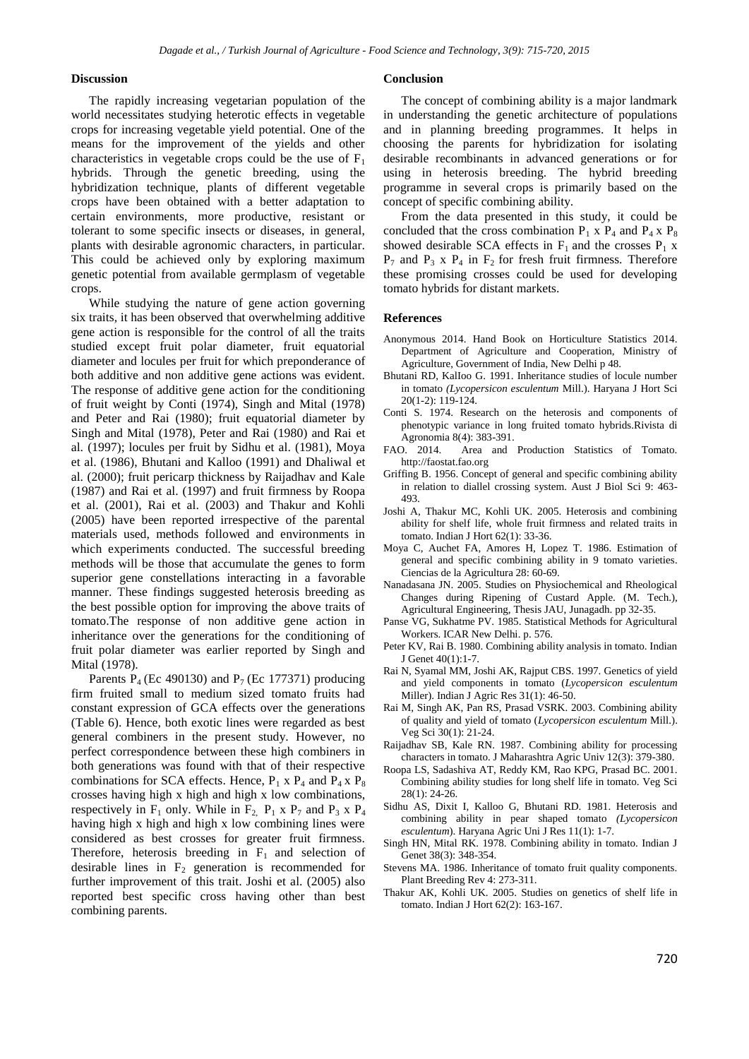## Discussion

The rapidly increasing vegetarian population of the world necessitates studying heterotic effects in vegetable crops for increasing vegetable yield potential. One of the means for the improvement of the yields and other characteristics in vegetable crops could be the use of $F_1$ hybrids. Through the genetic breeding, using the hybridization technique, plants of different vegetable crops have been obtained with a better adaptation to certain environments, more productive, resistant or tolerant to some specific insects or diseases, in general, plants with desirable agronomic characters, in particular. This could be achieved only by exploring maximum genetic potential from available germplasm of vegetable crops.

While studying the nature of gene action governing six traits, it has been observed that overwhelming additive gene action is responsible for the control of all the traits studied except fruit polar diameter, fruit equatorial diameter and locules per fruit for which preponderance of both additive and non additive gene actions was evident. The response of additive gene action for the conditioning of fruit weight by Conti (1974), Singh and Mital (1978) and Peter and Rai (1980); fruit equatorial diameter by Singh and Mital (1978), Peter and Rai (1980) and Rai et al. (1997); locules per fruit by Sidhu et al. (1981), Moya et al. (1986), Bhutani and Kalloo (1991) and Dhaliwal et al. (2000); fruit pericarp thickness by Raijadhav and Kale (1987) and Rai et al. (1997) and fruit firmness by Roopa et al. (2001), Rai et al. (2003) and Thakur and Kohli (2005) have been reported irrespective of the parental materials used, methods followed and environments in which experiments conducted. The successful breeding methods will be those that accumulate the genes to form superior gene constellations interacting in a favorable manner. These findings suggested heterosis breeding as the best possible option for improving the above traits of tomato.The response of non additive gene action in inheritance over the generations for the conditioning of fruit polar diameter was earlier reported by Singh and Mital (1978).

Parents $P_4$ (Ec 490130) and $P_7$ (Ec 177371) producing firm fruited small to medium sized tomato fruits had constant expression of GCA effects over the generations (Table 6). Hence, both exotic lines were regarded as best general combiners in the present study. However, no perfect correspondence between these high combiners in both generations was found with that of their respective combinations for SCA effects. Hence, $P_1$ x $P_4$ and $P_4$ x $P_8$ crosses having high x high and high x low combinations, respectively in $F_1$ only. While in $F_2$, $P_1$ x $P_7$ and $P_3$ x $P_4$ having high x high and high x low combining lines were considered as best crosses for greater fruit firmness. Therefore, heterosis breeding in $F_1$ and selection of desirable lines in $F_2$ generation is recommended for further improvement of this trait. Joshi et al. (2005) also reported best specific cross having other than best combining parents.

## Conclusion

The concept of combining ability is a major landmark in understanding the genetic architecture of populations and in planning breeding programmes. It helps in choosing the parents for hybridization for isolating desirable recombinants in advanced generations or for using in heterosis breeding. The hybrid breeding programme in several crops is primarily based on the concept of specific combining ability.

From the data presented in this study, it could be concluded that the cross combination $P_1$ x $P_4$ and $P_4$ x $P_8$ showed desirable SCA effects in $F_1$ and the crosses $P_1$ x $P_7$ and $P_3$ x $P_4$ in $F_2$ for fresh fruit firmness. Therefore these promising crosses could be used for developing tomato hybrids for distant markets.

## References

- Anonymous 2014. Hand Book on Horticulture Statistics 2014. Department of Agriculture and Cooperation, Ministry of Agriculture, Government of India, New Delhi p 48.
- Bhutani RD, KalIoo G. 1991. Inheritance studies of locule number in tomato *(Lycopersicon esculentum* Mill.). Haryana J Hort Sci 20(1-2): 119-124.
- Conti S. 1974. Research on the heterosis and components of phenotypic variance in long fruited tomato hybrids.Rivista di Agronomia 8(4): 383-391.
- FAO. 2014. Area and Production Statistics of Tomato. http://faostat.fao.org
- Griffing B. 1956. Concept of general and specific combining ability in relation to diallel crossing system. Aust J Biol Sci 9: 463-493.
- Joshi A, Thakur MC, Kohli UK. 2005. Heterosis and combining ability for shelf life, whole fruit firmness and related traits in tomato. Indian J Hort 62(1): 33-36.
- Moya C, Auchet FA, Amores H, Lopez T. 1986. Estimation of general and specific combining ability in 9 tomato varieties. Ciencias de la Agricultura 28: 60-69.
- Nanadasana JN. 2005. Studies on Physiochemical and Rheological Changes during Ripening of Custard Apple. (M. Tech.), Agricultural Engineering, Thesis JAU, Junagadh. pp 32-35.
- Panse VG, Sukhatme PV. 1985. Statistical Methods for Agricultural Workers. ICAR New Delhi. p. 576.
- Peter KV, Rai B. 1980. Combining ability analysis in tomato. Indian J Genet 40(1):1-7.
- Rai N, Syamal MM, Joshi AK, Rajput CBS. 1997. Genetics of yield and yield components in tomato (*Lycopersicon esculentum* Miller). Indian J Agric Res 31(1): 46-50.
- Rai M, Singh AK, Pan RS, Prasad VSRK. 2003. Combining ability of quality and yield of tomato (*Lycopersicon esculentum* Mill.). Veg Sci 30(1): 21-24.
- Raijadhav SB, Kale RN. 1987. Combining ability for processing characters in tomato. J Maharashtra Agric Univ 12(3): 379-380.
- Roopa LS, Sadashiva AT, Reddy KM, Rao KPG, Prasad BC. 2001. Combining ability studies for long shelf life in tomato. Veg Sci 28(1): 24-26.
- Sidhu AS, Dixit J, Kalloo G, Bhutani RD. 1981. Heterosis and combining ability in pear shaped tomato *(Lycopersicon esculentum*). Haryana Agric Uni J Res 11(1): 1-7.
- Singh HN, Mital RK. 1978. Combining ability in tomato. Indian J Genet 38(3): 348-354.
- Stevens MA. 1986. Inheritance of tomato fruit quality components. Plant Breeding Rev 4: 273-311.
- Thakur AK, Kohli UK. 2005. Studies on genetics of shelf life in tomato. Indian J Hort 62(2): 163-167.